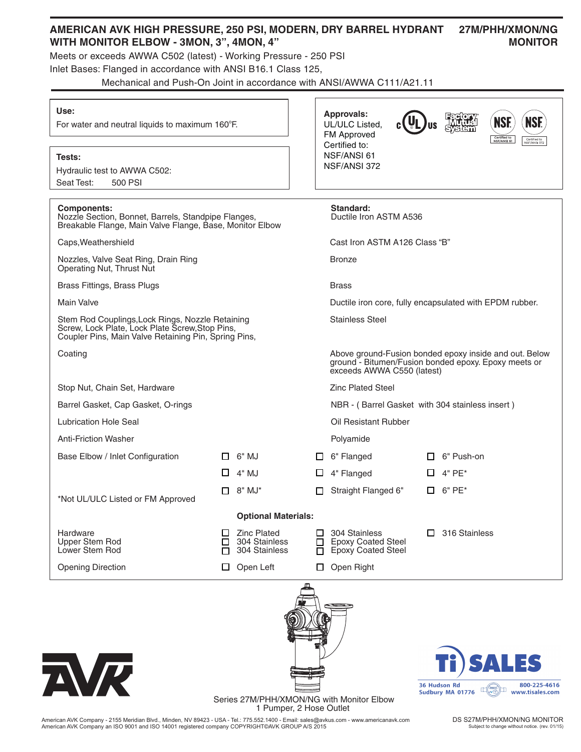# AMERICAN AVK HIGH PRESSURE, 250 PSI, MODERN, DRY BARREL HYDRANT WITH MONITOR ELBOW - 3MON, 3", 4MON, 4"

**27M/PHH/XMON/NG MONITOR**

Meets or exceeds AWWA C502 (latest) - Working Pressure - 250 PSI

Inlet Bases: Flanged in accordance with ANSI B16.1 Class 125,
Mechanical and Push-On Joint in accordance with ANSI/AWWA C111/A21.11

**Use:**
For water and neutral liquids to maximum 160°F.

**Tests:**
Hydraulic test to AWWA C502:
Seat Test: 500 PSI

**Approvals:**
UL/ULC Listed,
FM Approved
Certified to:
NSF/ANSI 61
NSF/ANSI 372

| **Components:** | | **Standard:** | |
|---|---|---|---|
| Nozzle Section, Bonnet, Barrels, Standpipe Flanges, Breakable Flange, Main Valve Flange, Base, Monitor Elbow | | Ductile Iron ASTM A536 | |
| Caps, Weathershield | | Cast Iron ASTM A126 Class "B" | |
| Nozzles, Valve Seat Ring, Drain Ring Operating Nut, Thrust Nut | | Bronze | |
| Brass Fittings, Brass Plugs | | Brass | |
| Main Valve | | Ductile iron core, fully encapsulated with EPDM rubber. | |
| Stem Rod Couplings, Lock Rings, Nozzle Retaining Screw, Lock Plate, Lock Plate Screw, Stop Pins, Coupler Pins, Main Valve Retaining Pin, Spring Pins, | | Stainless Steel | |
| Coating | | Above ground-Fusion bonded epoxy inside and out. Below ground - Bitumen/Fusion bonded epoxy. Epoxy meets or exceeds AWWA C550 (latest) | |
| Stop Nut, Chain Set, Hardware | | Zinc Plated Steel | |
| Barrel Gasket, Cap Gasket, O-rings | | NBR - ( Barrel Gasket with 304 stainless insert ) | |
| Lubrication Hole Seal | | Oil Resistant Rubber | |
| Anti-Friction Washer | | Polyamide | |
| Base Elbow / Inlet Configuration | ☐ 6" MJ | ☐ 6" Flanged | ☐ 6" Push-on |
| | ☐ 4" MJ | ☐ 4" Flanged | ☐ 4" PE* |
| *Not UL/ULC Listed or FM Approved | ☐ 8" MJ* | ☐ Straight Flanged 6" | ☐ 6" PE* |
| | **Optional Materials:** | | |
| Hardware | ☐ Zinc Plated | ☐ 304 Stainless | ☐ 316 Stainless |
| Upper Stem Rod | ☐ 304 Stainless | ☐ Epoxy Coated Steel | |
| Lower Stem Rod | ☐ 304 Stainless | ☐ Epoxy Coated Steel | |
| Opening Direction | ☐ Open Left | ☐ Open Right | |

Series 27M/PHH/XMON/NG with Monitor Elbow
1 Pumper, 2 Hose Outlet

TI SALES
36 Hudson Rd, Sudbury MA 01776
800-225-4616
www.tisales.com

American AVK Company - 2155 Meridian Blvd., Minden, NV 89423 - USA - Tel.: 775.552.1400 - Email: sales@avkus.com - www.americanavk.com
American AVK Company an ISO 9001 and ISO 14001 registered company COPYRIGHT©AVK GROUP A/S 2015

DS S27M/PHH/XMON/NG MONITOR
Subject to change without notice. (rev. 01/15)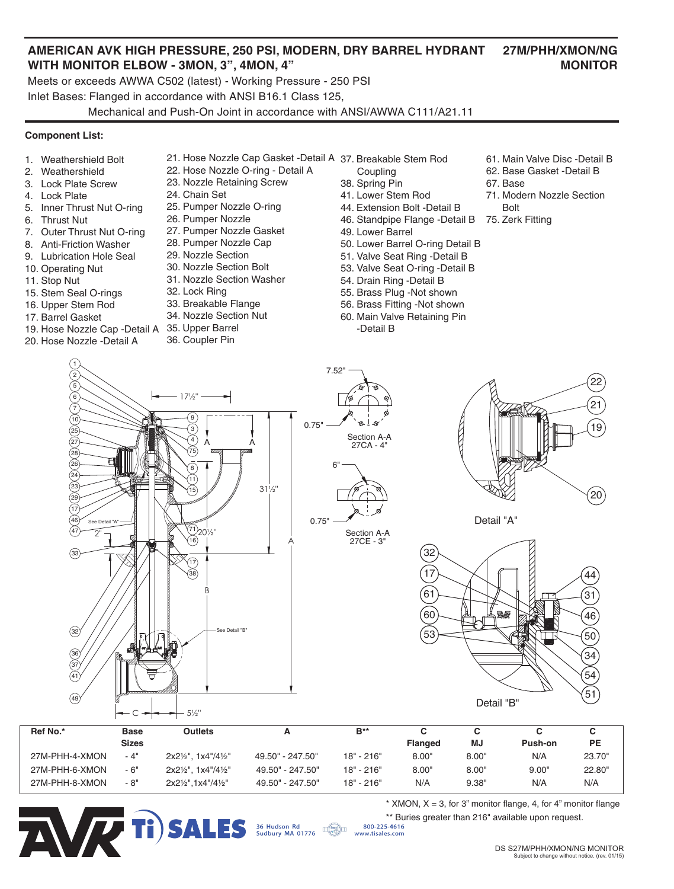# AMERICAN AVK HIGH PRESSURE, 250 PSI, MODERN, DRY BARREL HYDRANT WITH MONITOR ELBOW - 3MON, 3", 4MON, 4"

**27M/PHH/XMON/NG MONITOR**

Meets or exceeds AWWA C502 (latest) - Working Pressure - 250 PSI

Inlet Bases: Flanged in accordance with ANSI B16.1 Class 125,

Mechanical and Push-On Joint in accordance with ANSI/AWWA C111/A21.11

**Component List:**

1. Weathershield Bolt
2. Weathershield
3. Lock Plate Screw
4. Lock Plate
5. Inner Thrust Nut O-ring
6. Thrust Nut
7. Outer Thrust Nut O-ring
8. Anti-Friction Washer
9. Lubrication Hole Seal
10. Operating Nut
11. Stop Nut
15. Stem Seal O-rings
16. Upper Stem Rod
17. Barrel Gasket
19. Hose Nozzle Cap -Detail A
20. Hose Nozzle -Detail A
21. Hose Nozzle Cap Gasket -Detail A
22. Hose Nozzle O-ring - Detail A
23. Nozzle Retaining Screw
24. Chain Set
25. Pumper Nozzle O-ring
26. Pumper Nozzle
27. Pumper Nozzle Gasket
28. Pumper Nozzle Cap
29. Nozzle Section
30. Nozzle Section Bolt
31. Nozzle Section Washer
32. Lock Ring
33. Breakable Flange
34. Nozzle Section Nut
35. Upper Barrel
36. Coupler Pin
37. Breakable Stem Rod Coupling
38. Spring Pin
41. Lower Stem Rod
44. Extension Bolt -Detail B
46. Standpipe Flange -Detail B
49. Lower Barrel
50. Lower Barrel O-ring Detail B
51. Valve Seat Ring -Detail B
53. Valve Seat O-ring -Detail B
54. Drain Ring -Detail B
55. Brass Plug -Not shown
56. Brass Fitting -Not shown
60. Main Valve Retaining Pin -Detail B
61. Main Valve Disc -Detail B
62. Base Gasket -Detail B
67. Base
71. Modern Nozzle Section Bolt
75. Zerk Fitting

17½"
31½"
20½"
2"
A
B
C
5½"
See Detail "A"
See Detail "B"

7.52"
0.75"
Section A-A
27CA - 4"

6"
0.75"
Section A-A
27CE - 3"

Detail "A"

Detail "B"

| Ref No.* | Base Sizes | Outlets | A | B** | C Flanged | C MJ | C Push-on | C PE |
|---|---|---|---|---|---|---|---|---|
| 27M-PHH-4-XMON | - 4" | 2x2½", 1x4"/4½" | 49.50" - 247.50" | 18" - 216" | 8.00" | 8.00" | N/A | 23.70" |
| 27M-PHH-6-XMON | - 6" | 2x2½", 1x4"/4½" | 49.50" - 247.50" | 18" - 216" | 8.00" | 8.00" | 9.00" | 22.80" |
| 27M-PHH-8-XMON | - 8" | 2x2½",1x4"/4½" | 49.50" - 247.50" | 18" - 216" | N/A | 9.38" | N/A | N/A |

\* XMON, X = 3, for 3" monitor flange, 4, for 4" monitor flange

** Buries greater than 216" available upon request.

Ti SALES 36 Hudson Rd Sudbury MA 01776 800-225-4616 www.tisales.com

DS S27M/PHH/XMON/NG MONITOR
Subject to change without notice. (rev. 01/15)